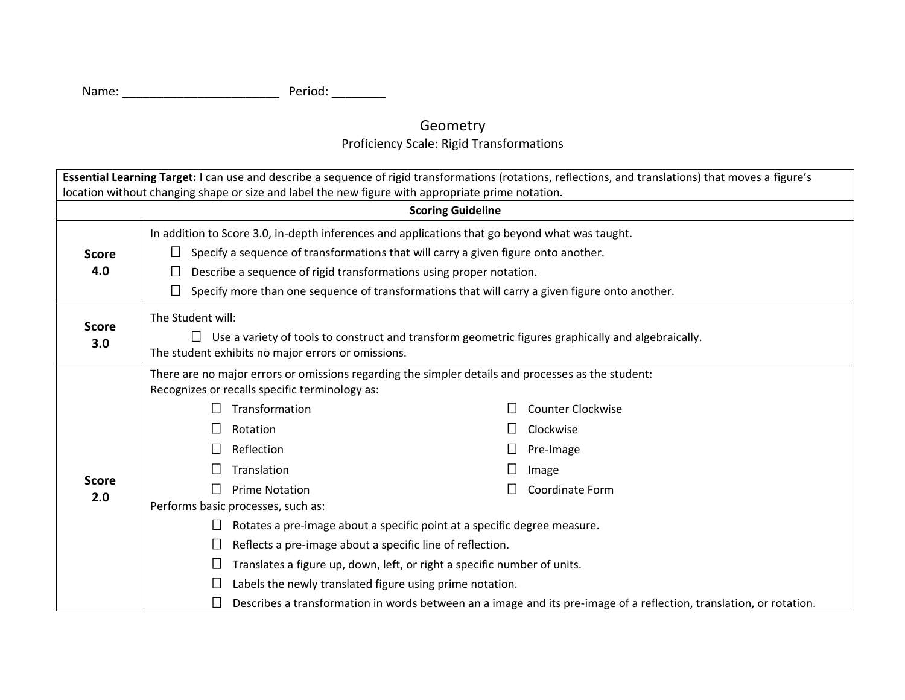Name: _______________________ Period: ________

# Geometry

## Proficiency Scale: Rigid Transformations

| | |
|---|---|
| **Essential Learning Target:** I can use and describe a sequence of rigid transformations (rotations, reflections, and translations) that moves a figure's location without changing shape or size and label the new figure with appropriate prime notation. | |
| **Scoring Guideline** | |
| **Score 4.0** | In addition to Score 3.0, in-depth inferences and applications that go beyond what was taught.<br>☐ Specify a sequence of transformations that will carry a given figure onto another.<br>☐ Describe a sequence of rigid transformations using proper notation.<br>☐ Specify more than one sequence of transformations that will carry a given figure onto another. |
| **Score 3.0** | The Student will:<br>☐ Use a variety of tools to construct and transform geometric figures graphically and algebraically.<br>The student exhibits no major errors or omissions. |
| **Score 2.0** | There are no major errors or omissions regarding the simpler details and processes as the student:<br>Recognizes or recalls specific terminology as:<br>☐ Transformation<br>☐ Rotation<br>☐ Reflection<br>☐ Translation<br>☐ Prime Notation<br>☐ Counter Clockwise<br>☐ Clockwise<br>☐ Pre-Image<br>☐ Image<br>☐ Coordinate Form<br>Performs basic processes, such as:<br>☐ Rotates a pre-image about a specific point at a specific degree measure.<br>☐ Reflects a pre-image about a specific line of reflection.<br>☐ Translates a figure up, down, left, or right a specific number of units.<br>☐ Labels the newly translated figure using prime notation.<br>☐ Describes a transformation in words between an a image and its pre-image of a reflection, translation, or rotation. |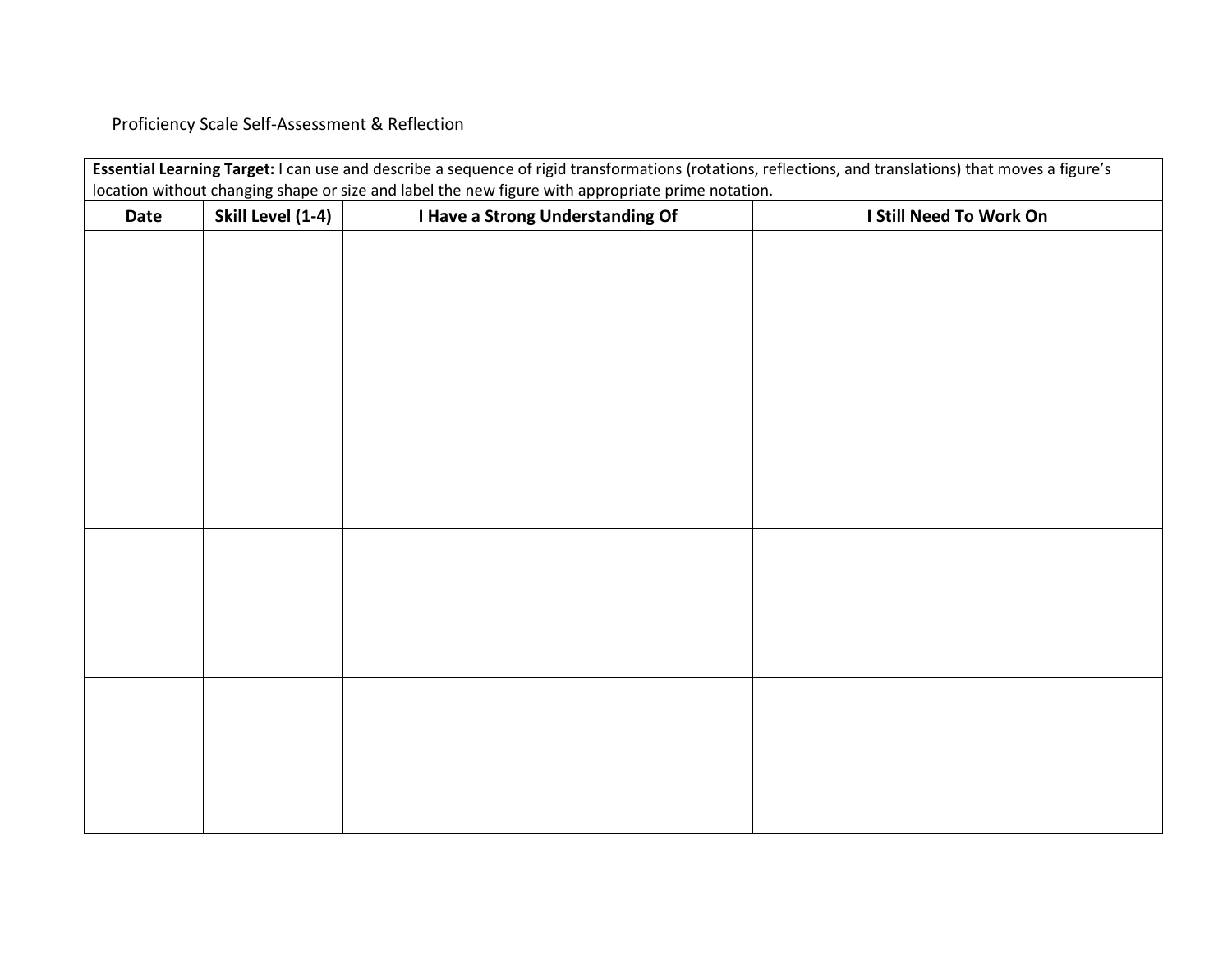Proficiency Scale Self-Assessment & Reflection

| **Essential Learning Target:** I can use and describe a sequence of rigid transformations (rotations, reflections, and translations) that moves a figure's location without changing shape or size and label the new figure with appropriate prime notation. | | | |
|---|---|---|---|
| **Date** | **Skill Level (1-4)** | **I Have a Strong Understanding Of** | **I Still Need To Work On** |
| | | | |
| | | | |
| | | | |
| | | | |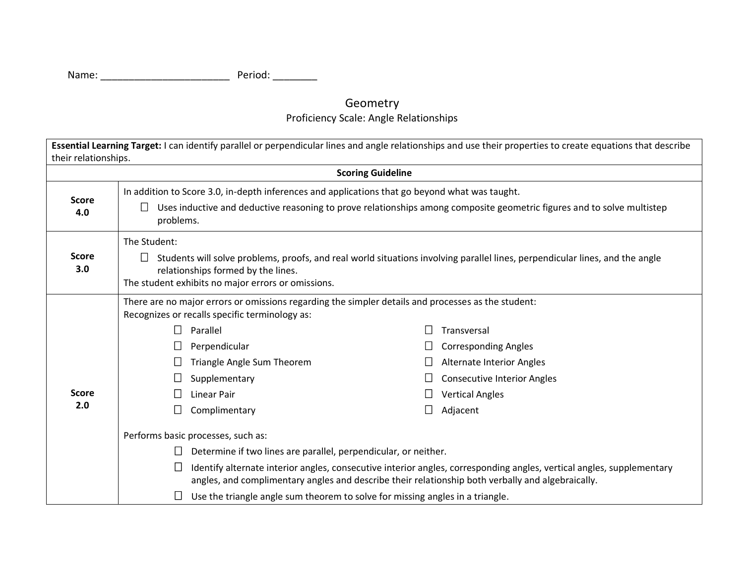Name: _______________________ Period: ________

# Geometry

## Proficiency Scale: Angle Relationships

| **Essential Learning Target:** I can identify parallel or perpendicular lines and angle relationships and use their properties to create equations that describe their relationships. | |
|---|---|
| **Scoring Guideline** | |
| **Score 4.0** | In addition to Score 3.0, in-depth inferences and applications that go beyond what was taught.<br>☐ Uses inductive and deductive reasoning to prove relationships among composite geometric figures and to solve multistep problems. |
| **Score 3.0** | The Student:<br>☐ Students will solve problems, proofs, and real world situations involving parallel lines, perpendicular lines, and the angle relationships formed by the lines.<br>The student exhibits no major errors or omissions. |
| **Score 2.0** | There are no major errors or omissions regarding the simpler details and processes as the student:<br>Recognizes or recalls specific terminology as:<br>☐ Parallel<br>☐ Perpendicular<br>☐ Triangle Angle Sum Theorem<br>☐ Supplementary<br>☐ Linear Pair<br>☐ Complimentary<br>☐ Transversal<br>☐ Corresponding Angles<br>☐ Alternate Interior Angles<br>☐ Consecutive Interior Angles<br>☐ Vertical Angles<br>☐ Adjacent<br><br>Performs basic processes, such as:<br>☐ Determine if two lines are parallel, perpendicular, or neither.<br>☐ Identify alternate interior angles, consecutive interior angles, corresponding angles, vertical angles, supplementary angles, and complimentary angles and describe their relationship both verbally and algebraically.<br>☐ Use the triangle angle sum theorem to solve for missing angles in a triangle. |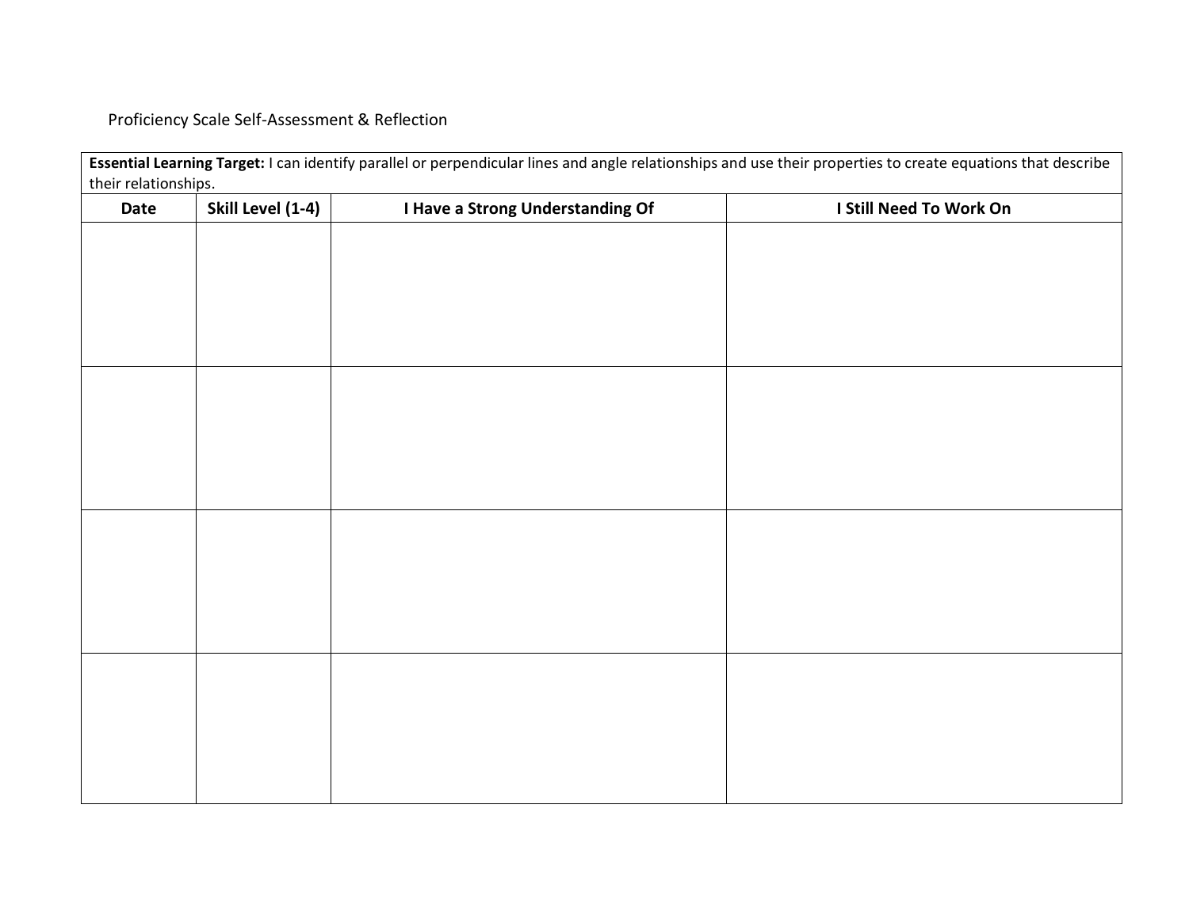Proficiency Scale Self-Assessment & Reflection

**Essential Learning Target:** I can identify parallel or perpendicular lines and angle relationships and use their properties to create equations that describe their relationships.

| Date | Skill Level (1-4) | I Have a Strong Understanding Of | I Still Need To Work On |
|---|---|---|---|
| | | | |
| | | | |
| | | | |
| | | | |